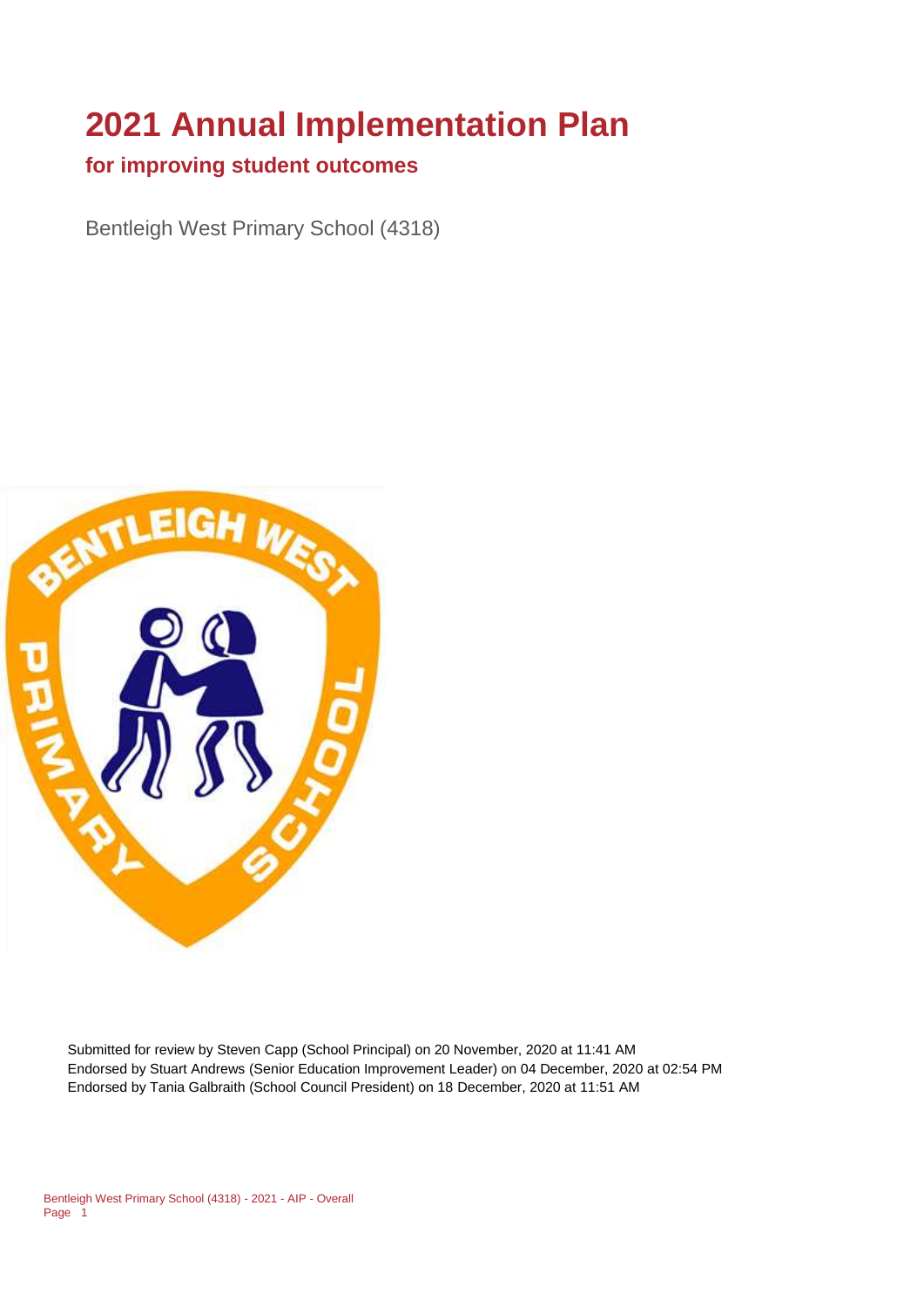# 2021 Annual Implementation Plan

## for improving student outcomes

Bentleigh West Primary School (4318)

Submitted for review by Steven Capp (School Principal) on 20 November, 2020 at 11:41 AM
Endorsed by Stuart Andrews (Senior Education Improvement Leader) on 04 December, 2020 at 02:54 PM
Endorsed by Tania Galbraith (School Council President) on 18 December, 2020 at 11:51 AM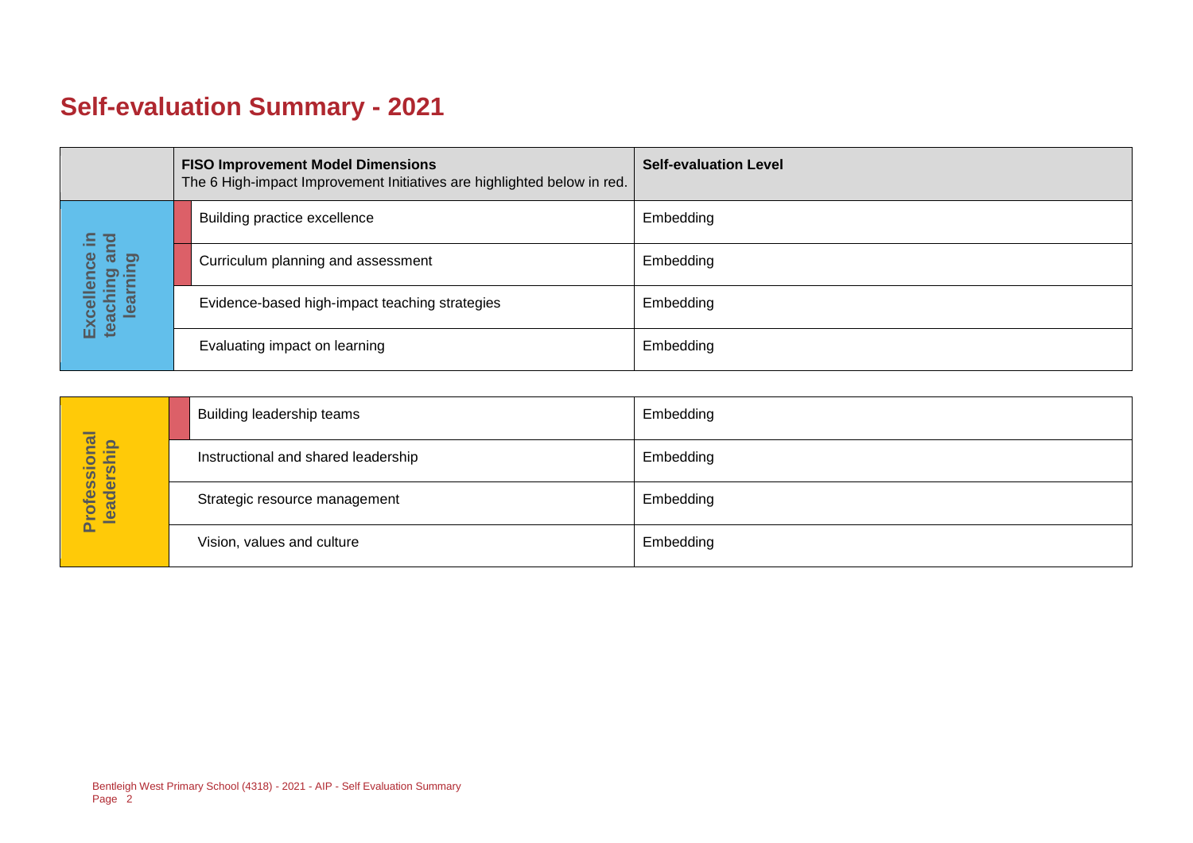# Self-evaluation Summary - 2021

| | FISO Improvement Model Dimensions<br>The 6 High-impact Improvement Initiatives are highlighted below in red. | Self-evaluation Level |
|---|---|---|
| Excellence in teaching and learning | Building practice excellence | Embedding |
| | Curriculum planning and assessment | Embedding |
| | Evidence-based high-impact teaching strategies | Embedding |
| | Evaluating impact on learning | Embedding |

| | | |
|---|---|---|
| Professional leadership | Building leadership teams | Embedding |
| | Instructional and shared leadership | Embedding |
| | Strategic resource management | Embedding |
| | Vision, values and culture | Embedding |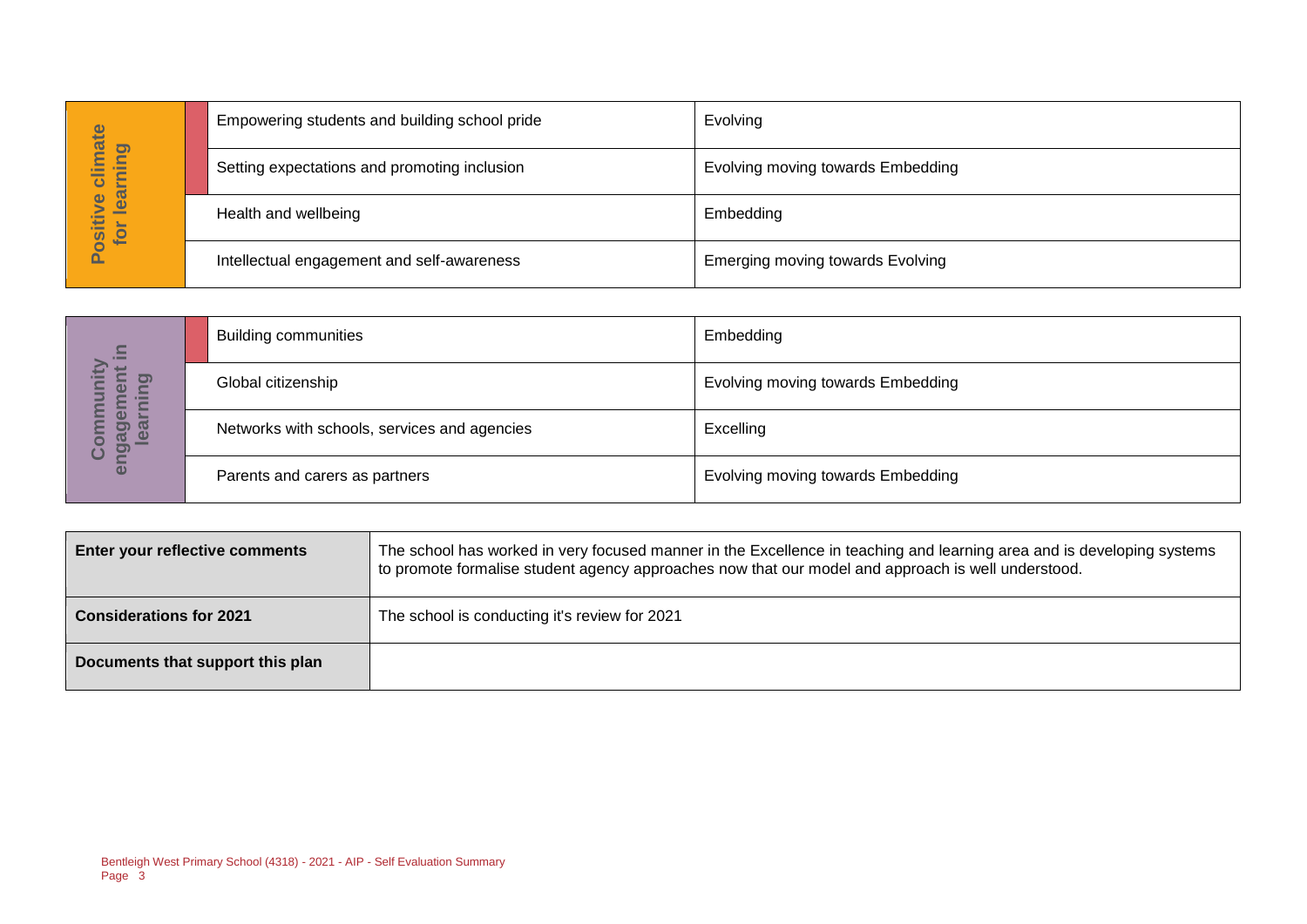| Positive climate for learning | Empowering students and building school pride | Evolving |
|---|---|---|
| | Setting expectations and promoting inclusion | Evolving moving towards Embedding |
| | Health and wellbeing | Embedding |
| | Intellectual engagement and self-awareness | Emerging moving towards Evolving |

| Community engagement in learning | Building communities | Embedding |
|---|---|---|
| | Global citizenship | Evolving moving towards Embedding |
| | Networks with schools, services and agencies | Excelling |
| | Parents and carers as partners | Evolving moving towards Embedding |

| **Enter your reflective comments** | The school has worked in very focused manner in the Excellence in teaching and learning area and is developing systems to promote formalise student agency approaches now that our model and approach is well understood. |
|---|---|
| **Considerations for 2021** | The school is conducting it's review for 2021 |
| **Documents that support this plan** | |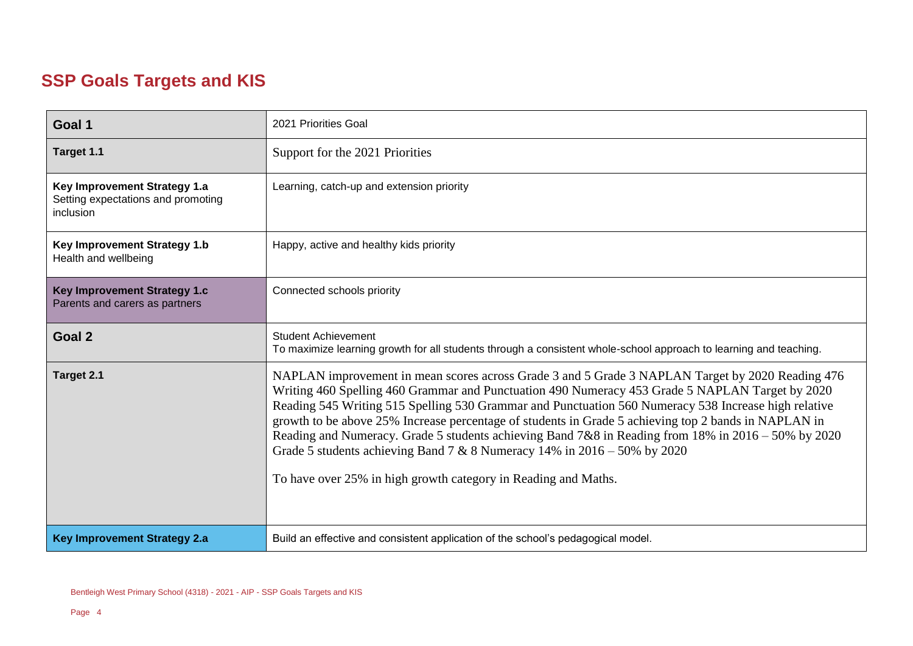## SSP Goals Targets and KIS

| | |
|---|---|
| **Goal 1** | 2021 Priorities Goal |
| **Target 1.1** | Support for the 2021 Priorities |
| **Key Improvement Strategy 1.a** Setting expectations and promoting inclusion | Learning, catch-up and extension priority |
| **Key Improvement Strategy 1.b** Health and wellbeing | Happy, active and healthy kids priority |
| **Key Improvement Strategy 1.c** Parents and carers as partners | Connected schools priority |
| **Goal 2** | Student Achievement<br>To maximize learning growth for all students through a consistent whole-school approach to learning and teaching. |
| **Target 2.1** | NAPLAN improvement in mean scores across Grade 3 and 5 Grade 3 NAPLAN Target by 2020 Reading 476 Writing 460 Spelling 460 Grammar and Punctuation 490 Numeracy 453 Grade 5 NAPLAN Target by 2020 Reading 545 Writing 515 Spelling 530 Grammar and Punctuation 560 Numeracy 538 Increase high relative growth to be above 25% Increase percentage of students in Grade 5 achieving top 2 bands in NAPLAN in Reading and Numeracy. Grade 5 students achieving Band 7&8 in Reading from 18% in 2016 – 50% by 2020 Grade 5 students achieving Band 7 & 8 Numeracy 14% in 2016 – 50% by 2020<br><br>To have over 25% in high growth category in Reading and Maths. |
| **Key Improvement Strategy 2.a** | Build an effective and consistent application of the school's pedagogical model. |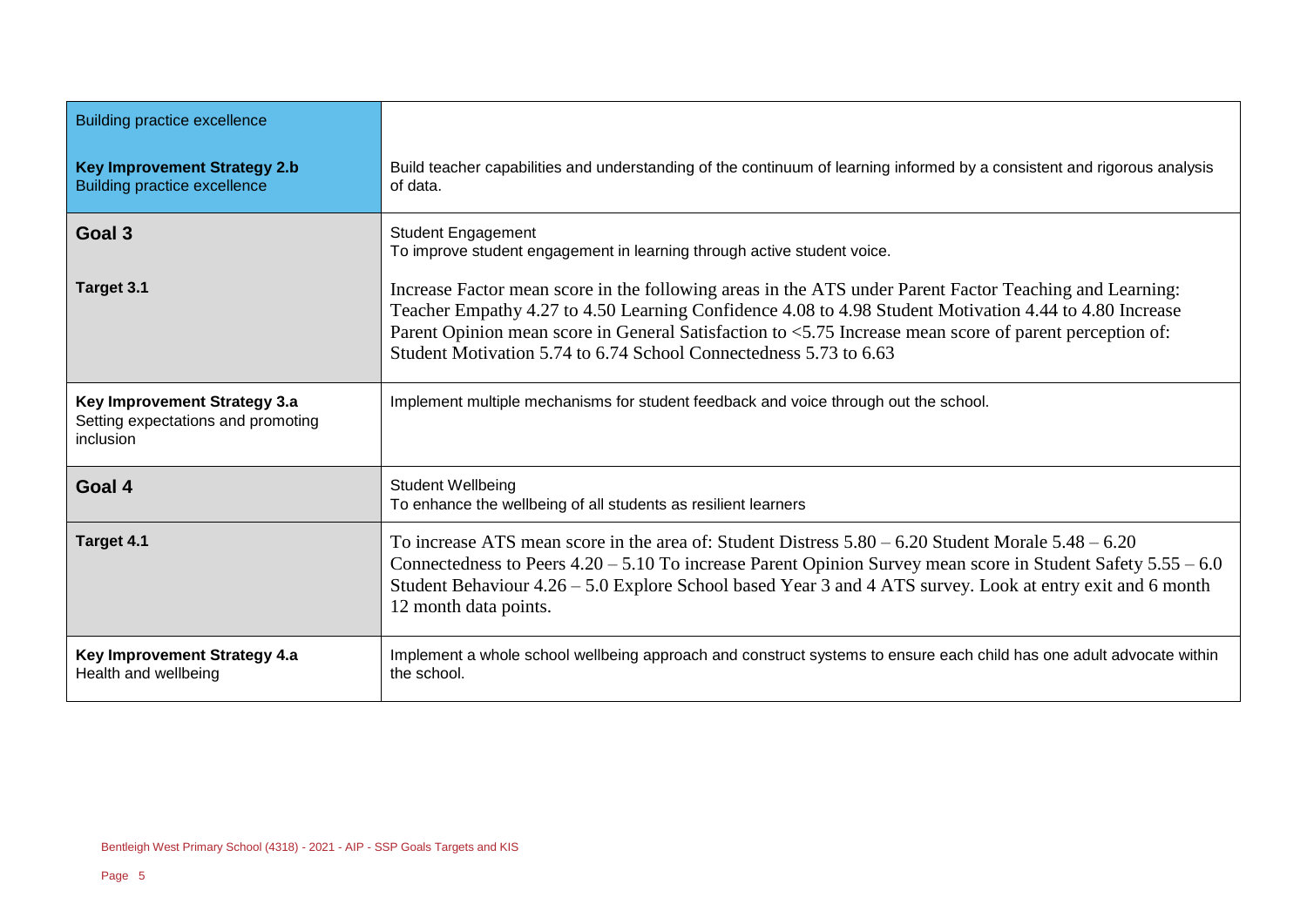| | |
|---|---|
| Building practice excellence<br><br>**Key Improvement Strategy 2.b**<br>Building practice excellence | <br><br>Build teacher capabilities and understanding of the continuum of learning informed by a consistent and rigorous analysis of data. |
| **Goal 3**<br><br>**Target 3.1** | Student Engagement<br>To improve student engagement in learning through active student voice.<br><br>Increase Factor mean score in the following areas in the ATS under Parent Factor Teaching and Learning: Teacher Empathy 4.27 to 4.50 Learning Confidence 4.08 to 4.98 Student Motivation 4.44 to 4.80 Increase Parent Opinion mean score in General Satisfaction to <5.75 Increase mean score of parent perception of: Student Motivation 5.74 to 6.74 School Connectedness 5.73 to 6.63 |
| **Key Improvement Strategy 3.a**<br>Setting expectations and promoting inclusion | Implement multiple mechanisms for student feedback and voice through out the school. |
| **Goal 4** | Student Wellbeing<br>To enhance the wellbeing of all students as resilient learners |
| **Target 4.1** | To increase ATS mean score in the area of: Student Distress 5.80 – 6.20 Student Morale 5.48 – 6.20 Connectedness to Peers 4.20 – 5.10 To increase Parent Opinion Survey mean score in Student Safety 5.55 – 6.0 Student Behaviour 4.26 – 5.0 Explore School based Year 3 and 4 ATS survey. Look at entry exit and 6 month 12 month data points. |
| **Key Improvement Strategy 4.a**<br>Health and wellbeing | Implement a whole school wellbeing approach and construct systems to ensure each child has one adult advocate within the school. |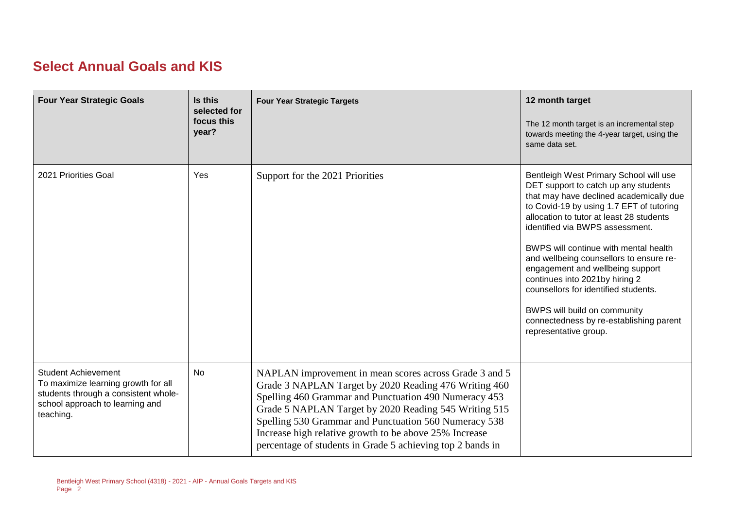## Select Annual Goals and KIS

| Four Year Strategic Goals | Is this selected for focus this year? | Four Year Strategic Targets | 12 month target<br><br>The 12 month target is an incremental step towards meeting the 4-year target, using the same data set. |
|---|---|---|---|
| 2021 Priorities Goal | Yes | Support for the 2021 Priorities | Bentleigh West Primary School will use DET support to catch up any students that may have declined academically due to Covid-19 by using 1.7 EFT of tutoring allocation to tutor at least 28 students identified via BWPS assessment.<br><br>BWPS will continue with mental health and wellbeing counsellors to ensure re-engagement and wellbeing support continues into 2021by hiring 2 counsellors for identified students.<br><br>BWPS will build on community connectedness by re-establishing parent representative group. |
| Student Achievement<br>To maximize learning growth for all students through a consistent whole-school approach to learning and teaching. | No | NAPLAN improvement in mean scores across Grade 3 and 5 Grade 3 NAPLAN Target by 2020 Reading 476 Writing 460 Spelling 460 Grammar and Punctuation 490 Numeracy 453 Grade 5 NAPLAN Target by 2020 Reading 545 Writing 515 Spelling 530 Grammar and Punctuation 560 Numeracy 538 Increase high relative growth to be above 25% Increase percentage of students in Grade 5 achieving top 2 bands in | |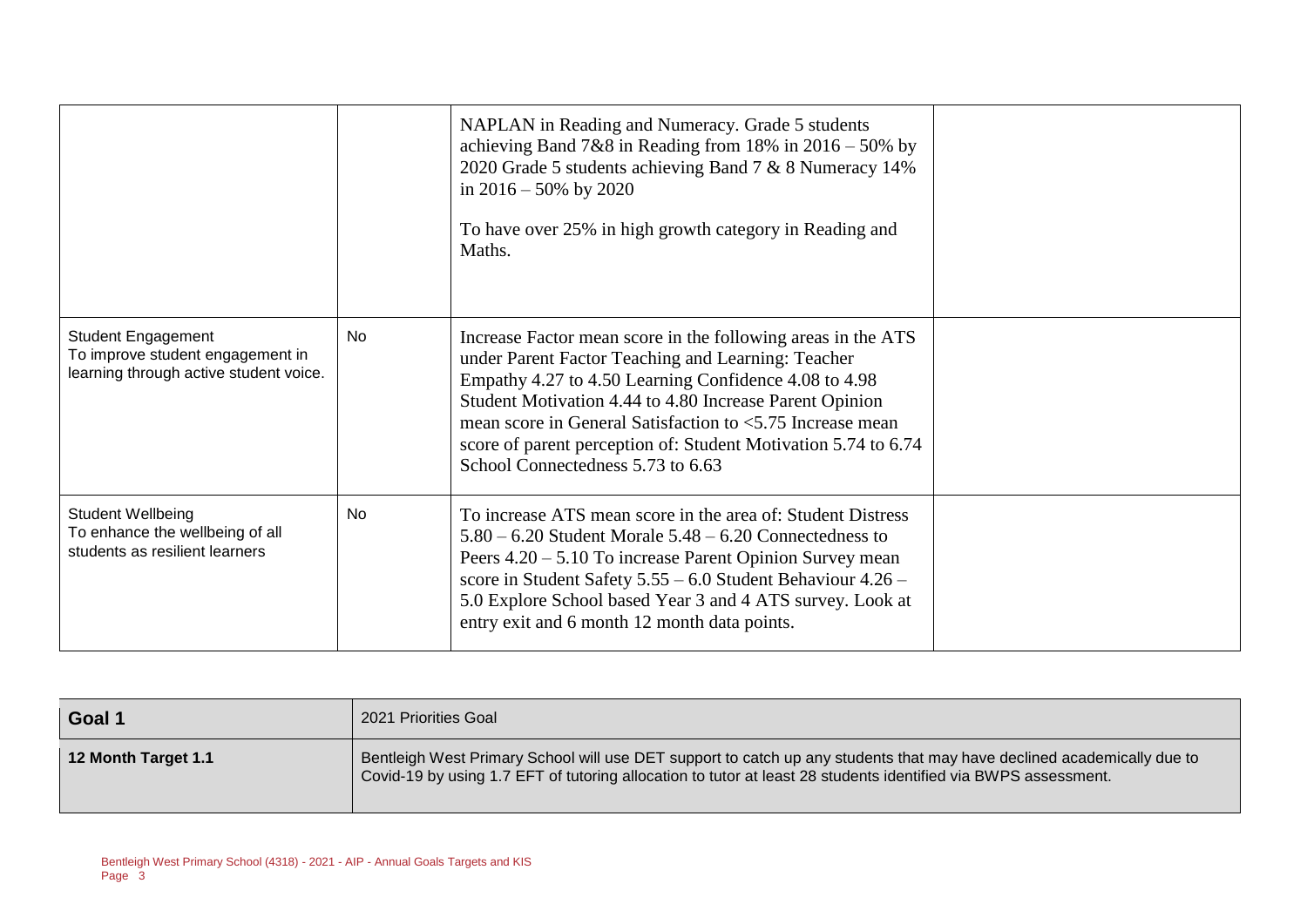| | | | |
|---|---|---|---|
| | | NAPLAN in Reading and Numeracy. Grade 5 students achieving Band 7&8 in Reading from 18% in 2016 – 50% by 2020 Grade 5 students achieving Band 7 & 8 Numeracy 14% in 2016 – 50% by 2020<br><br>To have over 25% in high growth category in Reading and Maths. | |
| Student Engagement<br>To improve student engagement in learning through active student voice. | No | Increase Factor mean score in the following areas in the ATS under Parent Factor Teaching and Learning: Teacher Empathy 4.27 to 4.50 Learning Confidence 4.08 to 4.98 Student Motivation 4.44 to 4.80 Increase Parent Opinion mean score in General Satisfaction to <5.75 Increase mean score of parent perception of: Student Motivation 5.74 to 6.74 School Connectedness 5.73 to 6.63 | |
| Student Wellbeing<br>To enhance the wellbeing of all students as resilient learners | No | To increase ATS mean score in the area of: Student Distress 5.80 – 6.20 Student Morale 5.48 – 6.20 Connectedness to Peers 4.20 – 5.10 To increase Parent Opinion Survey mean score in Student Safety 5.55 – 6.0 Student Behaviour 4.26 – 5.0 Explore School based Year 3 and 4 ATS survey. Look at entry exit and 6 month 12 month data points. | |

| **Goal 1** | 2021 Priorities Goal |
|---|---|
| **12 Month Target 1.1** | Bentleigh West Primary School will use DET support to catch up any students that may have declined academically due to Covid-19 by using 1.7 EFT of tutoring allocation to tutor at least 28 students identified via BWPS assessment. |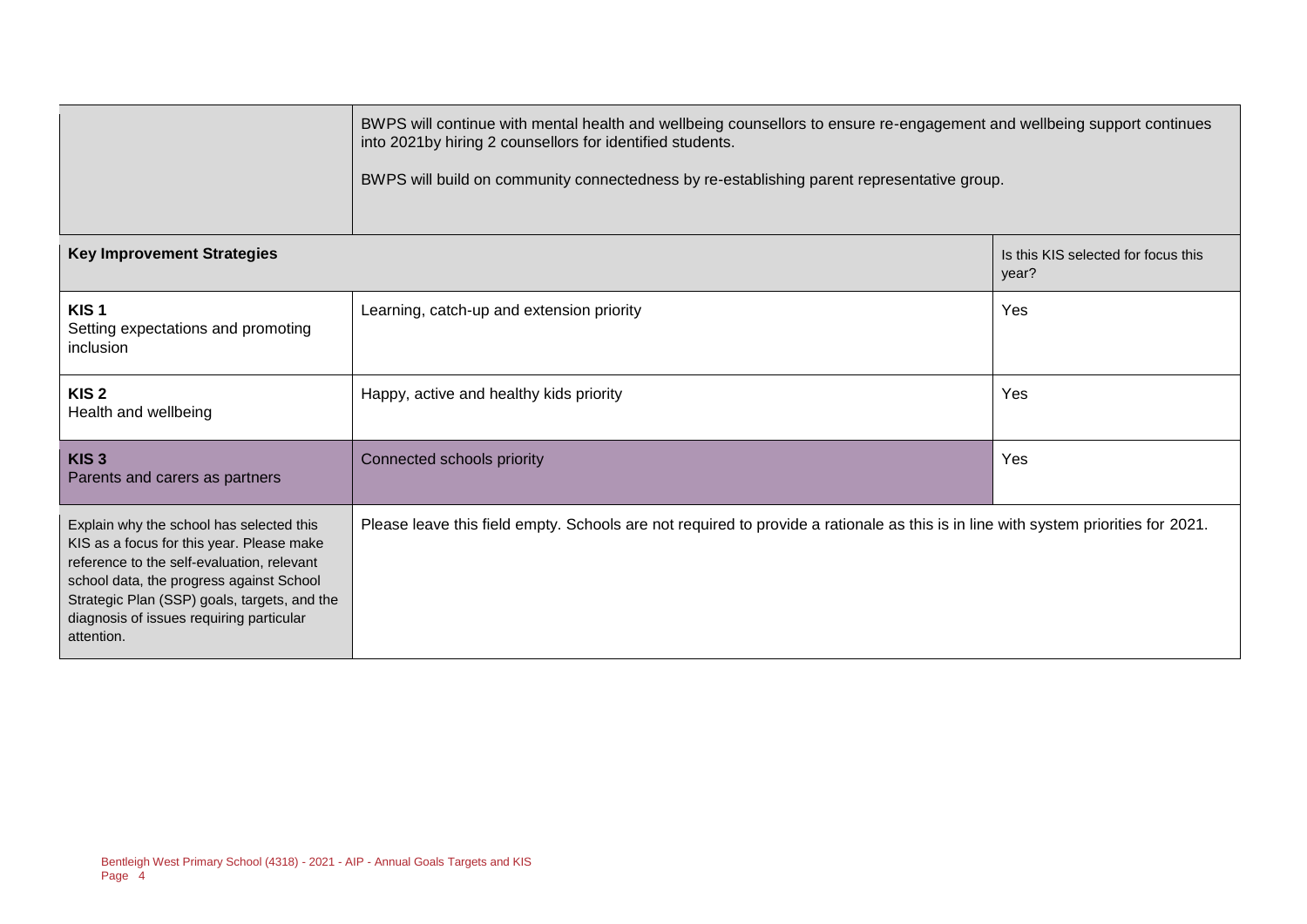| | | |
|---|---|---|
| | BWPS will continue with mental health and wellbeing counsellors to ensure re-engagement and wellbeing support continues into 2021by hiring 2 counsellors for identified students.<br><br>BWPS will build on community connectedness by re-establishing parent representative group. | |
| **Key Improvement Strategies** | | Is this KIS selected for focus this year? |
| **KIS 1**<br>Setting expectations and promoting inclusion | Learning, catch-up and extension priority | Yes |
| **KIS 2**<br>Health and wellbeing | Happy, active and healthy kids priority | Yes |
| **KIS 3**<br>Parents and carers as partners | Connected schools priority | Yes |
| Explain why the school has selected this KIS as a focus for this year. Please make reference to the self-evaluation, relevant school data, the progress against School Strategic Plan (SSP) goals, targets, and the diagnosis of issues requiring particular attention. | Please leave this field empty. Schools are not required to provide a rationale as this is in line with system priorities for 2021. | |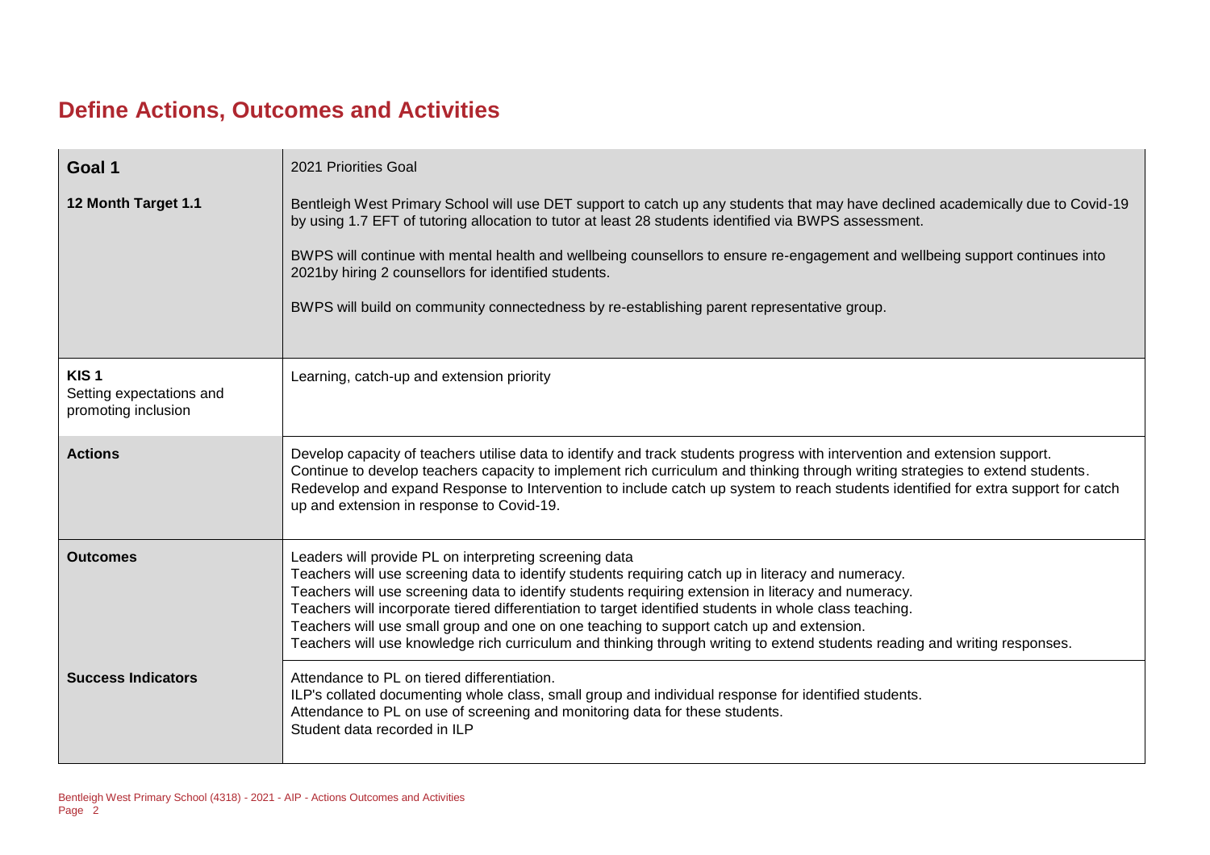# Define Actions, Outcomes and Activities

| Goal 1 | 2021 Priorities Goal |
|---|---|
| **12 Month Target 1.1** | Bentleigh West Primary School will use DET support to catch up any students that may have declined academically due to Covid-19 by using 1.7 EFT of tutoring allocation to tutor at least 28 students identified via BWPS assessment.<br><br>BWPS will continue with mental health and wellbeing counsellors to ensure re-engagement and wellbeing support continues into 2021by hiring 2 counsellors for identified students.<br><br>BWPS will build on community connectedness by re-establishing parent representative group. |
| **KIS 1**<br>Setting expectations and promoting inclusion | Learning, catch-up and extension priority |
| **Actions** | Develop capacity of teachers utilise data to identify and track students progress with intervention and extension support.<br>Continue to develop teachers capacity to implement rich curriculum and thinking through writing strategies to extend students.<br>Redevelop and expand Response to Intervention to include catch up system to reach students identified for extra support for catch up and extension in response to Covid-19. |
| **Outcomes** | Leaders will provide PL on interpreting screening data<br>Teachers will use screening data to identify students requiring catch up in literacy and numeracy.<br>Teachers will use screening data to identify students requiring extension in literacy and numeracy.<br>Teachers will incorporate tiered differentiation to target identified students in whole class teaching.<br>Teachers will use small group and one on one teaching to support catch up and extension.<br>Teachers will use knowledge rich curriculum and thinking through writing to extend students reading and writing responses. |
| **Success Indicators** | Attendance to PL on tiered differentiation.<br>ILP's collated documenting whole class, small group and individual response for identified students.<br>Attendance to PL on use of screening and monitoring data for these students.<br>Student data recorded in ILP |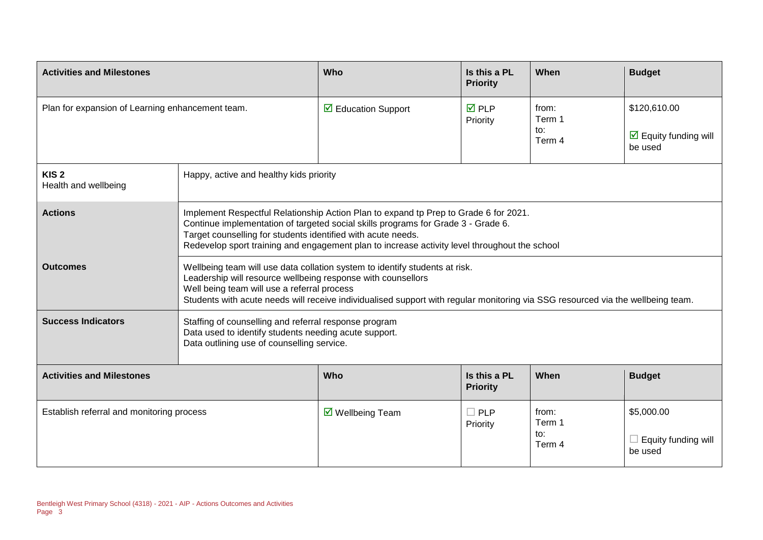| Activities and Milestones | Who | Is this a PL Priority | When | Budget |
|---|---|---|---|---|
| Plan for expansion of Learning enhancement team. | ☑ Education Support | ☑ PLP Priority | from: Term 1 to: Term 4 | $120,610.00 ☑ Equity funding will be used |

| | |
|---|---|
| **KIS 2** Health and wellbeing | Happy, active and healthy kids priority |
| **Actions** | Implement Respectful Relationship Action Plan to expand tp Prep to Grade 6 for 2021. Continue implementation of targeted social skills programs for Grade 3 - Grade 6. Target counselling for students identified with acute needs. Redevelop sport training and engagement plan to increase activity level throughout the school |
| **Outcomes** | Wellbeing team will use data collation system to identify students at risk. Leadership will resource wellbeing response with counsellors Well being team will use a referral process Students with acute needs will receive individualised support with regular monitoring via SSG resourced via the wellbeing team. |
| **Success Indicators** | Staffing of counselling and referral response program Data used to identify students needing acute support. Data outlining use of counselling service. |

| Activities and Milestones | Who | Is this a PL Priority | When | Budget |
|---|---|---|---|---|
| Establish referral and monitoring process | ☑ Wellbeing Team | ☐ PLP Priority | from: Term 1 to: Term 4 | $5,000.00 ☐ Equity funding will be used |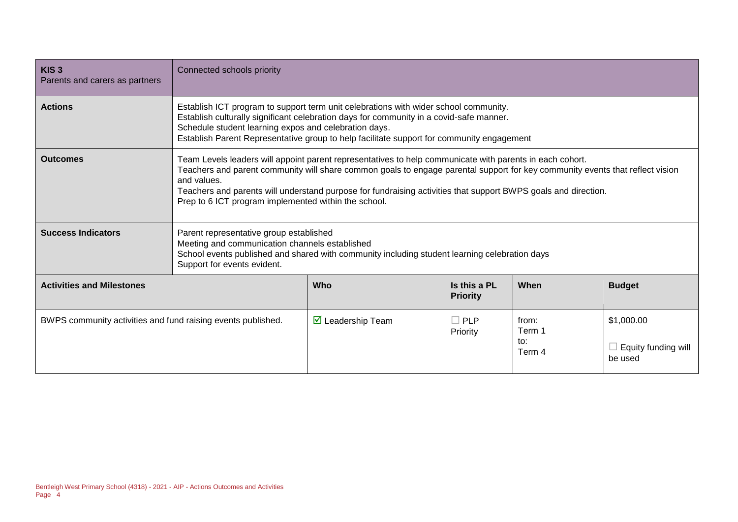| **KIS 3**<br>Parents and carers as partners | Connected schools priority | | | | |
|---|---|---|---|---|---|
| **Actions** | Establish ICT program to support term unit celebrations with wider school community.<br>Establish culturally significant celebration days for community in a covid-safe manner.<br>Schedule student learning expos and celebration days.<br>Establish Parent Representative group to help facilitate support for community engagement | | | | |
| **Outcomes** | Team Levels leaders will appoint parent representatives to help communicate with parents in each cohort.<br>Teachers and parent community will share common goals to engage parental support for key community events that reflect vision and values.<br>Teachers and parents will understand purpose for fundraising activities that support BWPS goals and direction.<br>Prep to 6 ICT program implemented within the school. | | | | |
| **Success Indicators** | Parent representative group established<br>Meeting and communication channels established<br>School events published and shared with community including student learning celebration days<br>Support for events evident. | | | | |
| **Activities and Milestones** | | **Who** | **Is this a PL Priority** | **When** | **Budget** |
| BWPS community activities and fund raising events published. | | ☑ Leadership Team | ☐ PLP Priority | from: Term 1 to: Term 4 | $1,000.00<br>☐ Equity funding will be used |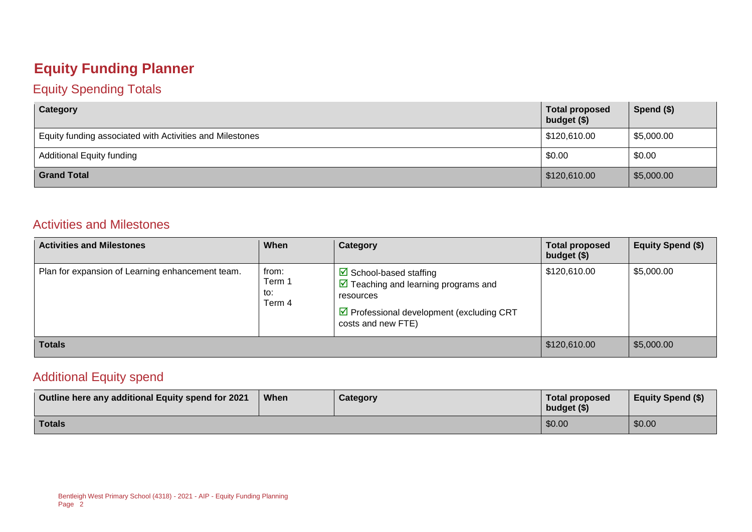# Equity Funding Planner

## Equity Spending Totals

| Category | Total proposed budget ($) | Spend ($) |
|---|---|---|
| Equity funding associated with Activities and Milestones | $120,610.00 | $5,000.00 |
| Additional Equity funding | $0.00 | $0.00 |
| **Grand Total** | $120,610.00 | $5,000.00 |

## Activities and Milestones

| Activities and Milestones | When | Category | Total proposed budget ($) | Equity Spend ($) |
|---|---|---|---|---|
| Plan for expansion of Learning enhancement team. | from: Term 1 to: Term 4 | ☑ School-based staffing<br>☑ Teaching and learning programs and resources<br>☑ Professional development (excluding CRT costs and new FTE) | $120,610.00 | $5,000.00 |
| **Totals** | | | $120,610.00 | $5,000.00 |

## Additional Equity spend

| Outline here any additional Equity spend for 2021 | When | Category | Total proposed budget ($) | Equity Spend ($) |
|---|---|---|---|---|
| **Totals** | | | $0.00 | $0.00 |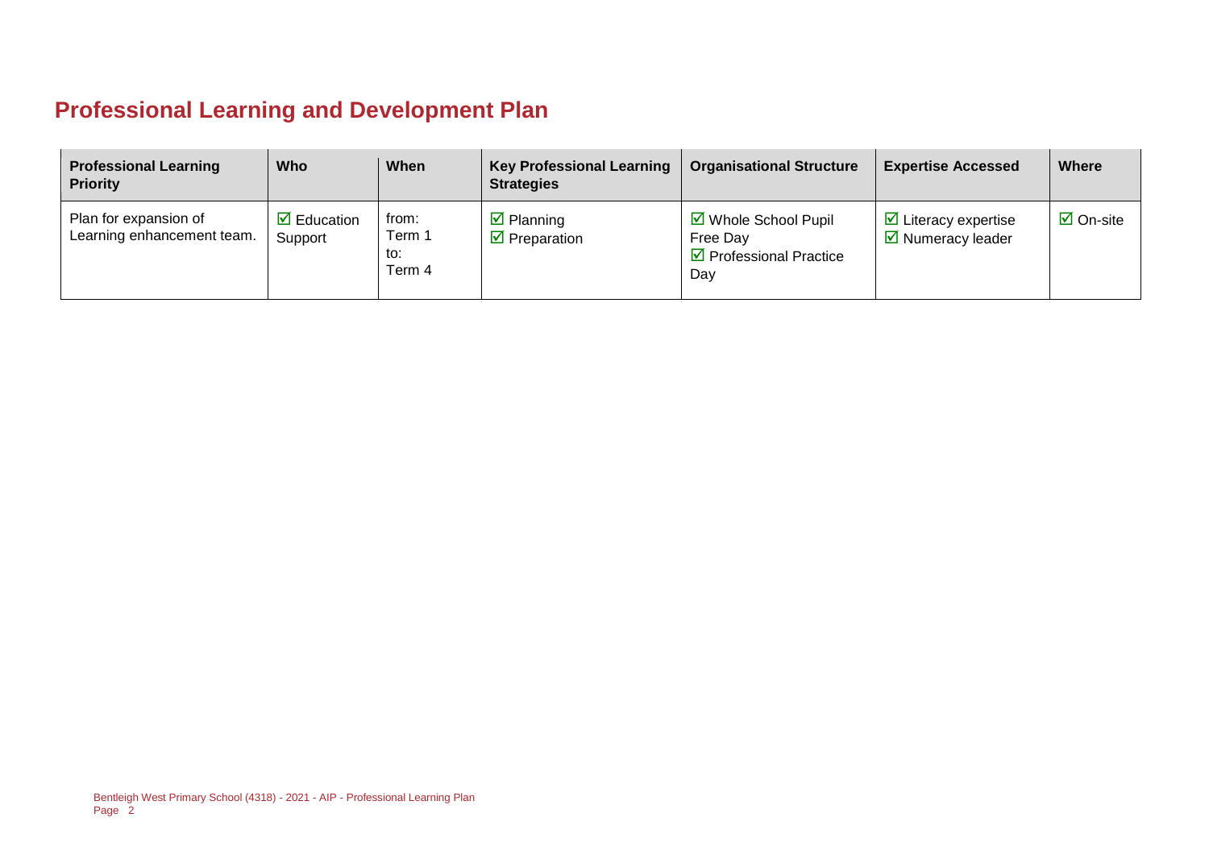## Professional Learning and Development Plan

| Professional Learning Priority | Who | When | Key Professional Learning Strategies | Organisational Structure | Expertise Accessed | Where |
|---|---|---|---|---|---|---|
| Plan for expansion of Learning enhancement team. | ☑ Education Support | from: Term 1 to: Term 4 | ☑ Planning ☑ Preparation | ☑ Whole School Pupil Free Day ☑ Professional Practice Day | ☑ Literacy expertise ☑ Numeracy leader | ☑ On-site |